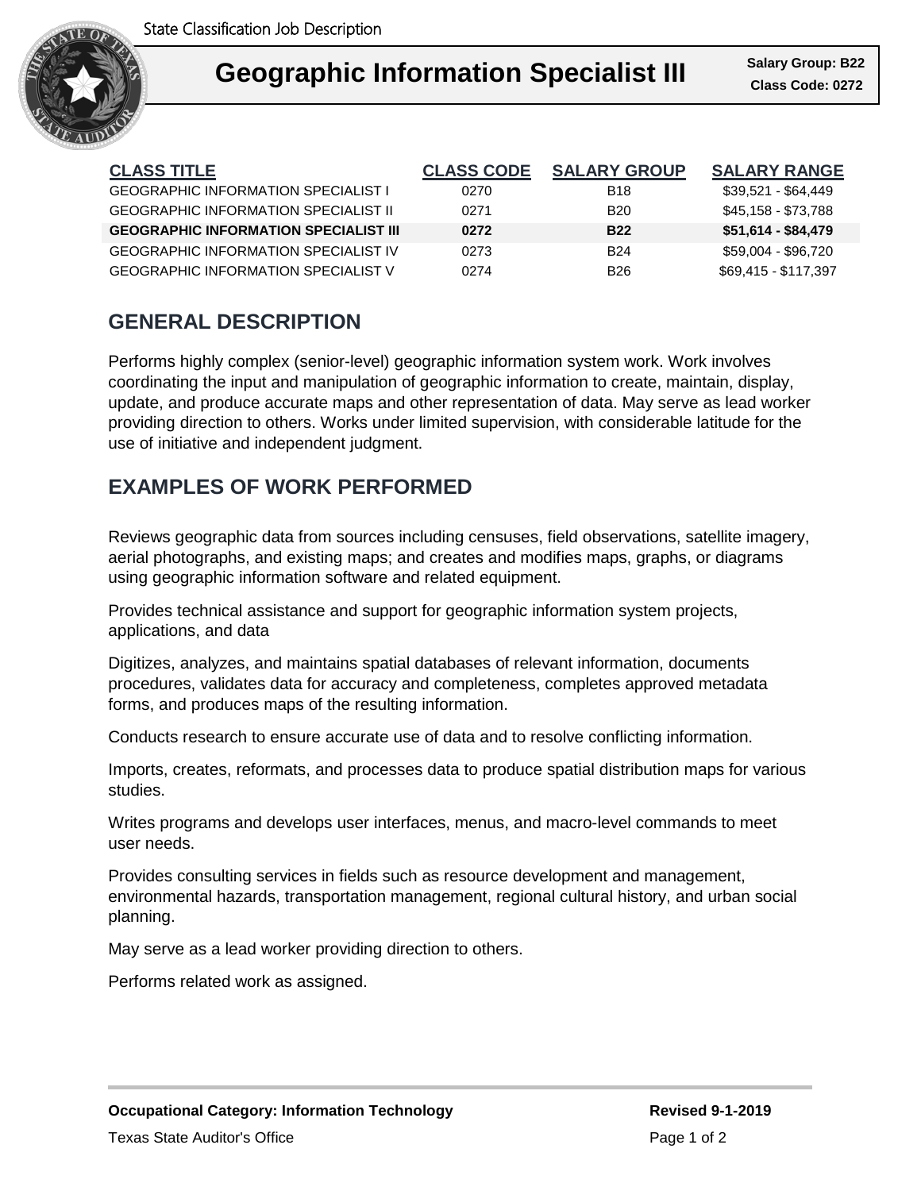# Geographic Information Specialist III

**Salary Group: B22**
**Class Code: 0272**

| CLASS TITLE | CLASS CODE | SALARY GROUP | SALARY RANGE |
|---|---|---|---|
| GEOGRAPHIC INFORMATION SPECIALIST I | 0270 | B18 | $39,521 - $64,449 |
| GEOGRAPHIC INFORMATION SPECIALIST II | 0271 | B20 | $45,158 - $73,788 |
| **GEOGRAPHIC INFORMATION SPECIALIST III** | **0272** | **B22** | **$51,614 - $84,479** |
| GEOGRAPHIC INFORMATION SPECIALIST IV | 0273 | B24 | $59,004 - $96,720 |
| GEOGRAPHIC INFORMATION SPECIALIST V | 0274 | B26 | $69,415 - $117,397 |

## GENERAL DESCRIPTION

Performs highly complex (senior-level) geographic information system work. Work involves coordinating the input and manipulation of geographic information to create, maintain, display, update, and produce accurate maps and other representation of data. May serve as lead worker providing direction to others. Works under limited supervision, with considerable latitude for the use of initiative and independent judgment.

## EXAMPLES OF WORK PERFORMED

Reviews geographic data from sources including censuses, field observations, satellite imagery, aerial photographs, and existing maps; and creates and modifies maps, graphs, or diagrams using geographic information software and related equipment.

Provides technical assistance and support for geographic information system projects, applications, and data

Digitizes, analyzes, and maintains spatial databases of relevant information, documents procedures, validates data for accuracy and completeness, completes approved metadata forms, and produces maps of the resulting information.

Conducts research to ensure accurate use of data and to resolve conflicting information.

Imports, creates, reformats, and processes data to produce spatial distribution maps for various studies.

Writes programs and develops user interfaces, menus, and macro-level commands to meet user needs.

Provides consulting services in fields such as resource development and management, environmental hazards, transportation management, regional cultural history, and urban social planning.

May serve as a lead worker providing direction to others.

Performs related work as assigned.

**Occupational Category: Information Technology** **Revised 9-1-2019**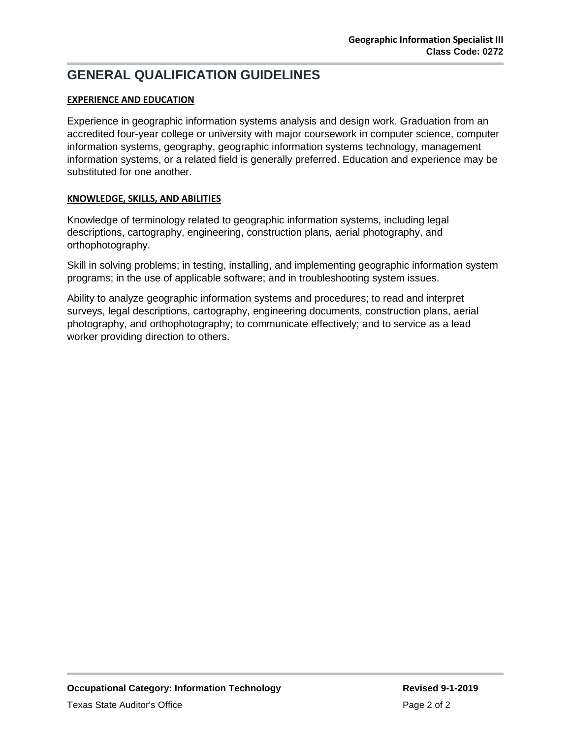# GENERAL QUALIFICATION GUIDELINES

**EXPERIENCE AND EDUCATION**

Experience in geographic information systems analysis and design work. Graduation from an accredited four-year college or university with major coursework in computer science, computer information systems, geography, geographic information systems technology, management information systems, or a related field is generally preferred. Education and experience may be substituted for one another.

**KNOWLEDGE, SKILLS, AND ABILITIES**

Knowledge of terminology related to geographic information systems, including legal descriptions, cartography, engineering, construction plans, aerial photography, and orthophotography.

Skill in solving problems; in testing, installing, and implementing geographic information system programs; in the use of applicable software; and in troubleshooting system issues.

Ability to analyze geographic information systems and procedures; to read and interpret surveys, legal descriptions, cartography, engineering documents, construction plans, aerial photography, and orthophotography; to communicate effectively; and to service as a lead worker providing direction to others.